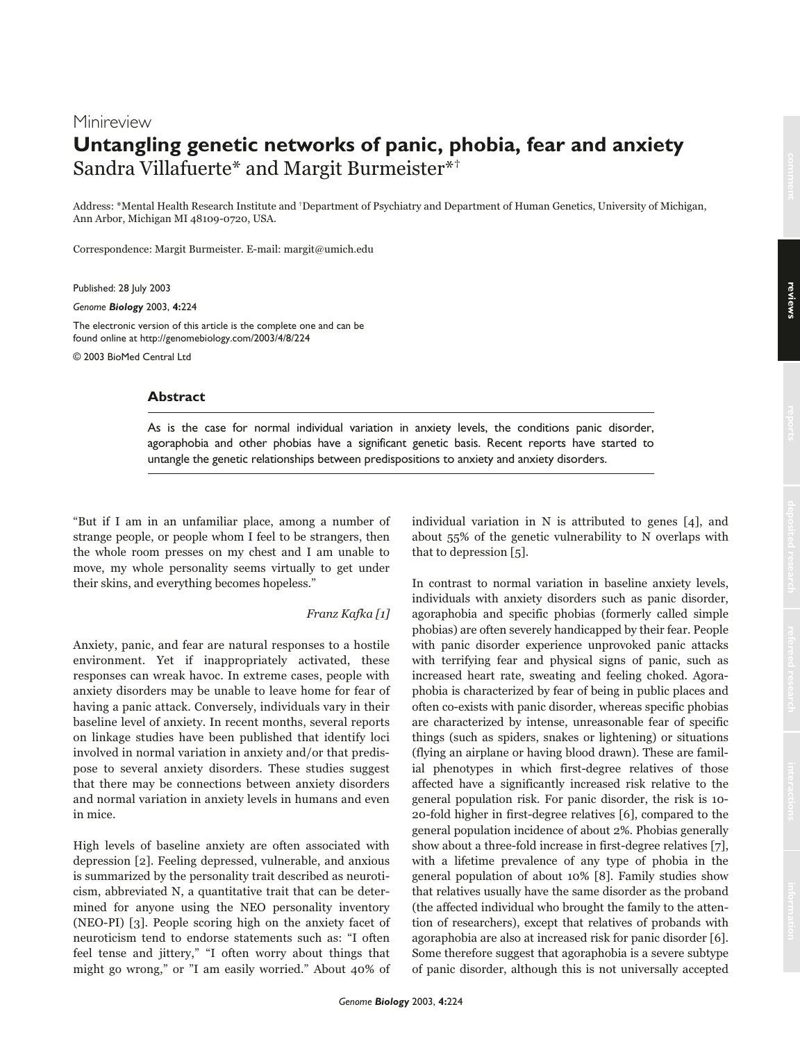Minireview

# Untangling genetic networks of panic, phobia, fear and anxiety

Sandra Villafuerte* and Margit Burmeister*†

Address: *Mental Health Research Institute and †Department of Psychiatry and Department of Human Genetics, University of Michigan, Ann Arbor, Michigan MI 48109-0720, USA.

Correspondence: Margit Burmeister. E-mail: margit@umich.edu

Published: 28 July 2003

*Genome **Biology*** 2003, **4:**224

The electronic version of this article is the complete one and can be found online at http://genomebiology.com/2003/4/8/224

© 2003 BioMed Central Ltd

## Abstract

As is the case for normal individual variation in anxiety levels, the conditions panic disorder, agoraphobia and other phobias have a significant genetic basis. Recent reports have started to untangle the genetic relationships between predispositions to anxiety and anxiety disorders.

"But if I am in an unfamiliar place, among a number of strange people, or people whom I feel to be strangers, then the whole room presses on my chest and I am unable to move, my whole personality seems virtually to get under their skins, and everything becomes hopeless."

*Franz Kafka [1]*

Anxiety, panic, and fear are natural responses to a hostile environment. Yet if inappropriately activated, these responses can wreak havoc. In extreme cases, people with anxiety disorders may be unable to leave home for fear of having a panic attack. Conversely, individuals vary in their baseline level of anxiety. In recent months, several reports on linkage studies have been published that identify loci involved in normal variation in anxiety and/or that predispose to several anxiety disorders. These studies suggest that there may be connections between anxiety disorders and normal variation in anxiety levels in humans and even in mice.

High levels of baseline anxiety are often associated with depression [2]. Feeling depressed, vulnerable, and anxious is summarized by the personality trait described as neuroticism, abbreviated N, a quantitative trait that can be determined for anyone using the NEO personality inventory (NEO-PI) [3]. People scoring high on the anxiety facet of neuroticism tend to endorse statements such as: "I often feel tense and jittery," "I often worry about things that might go wrong," or "I am easily worried." About 40% of individual variation in N is attributed to genes [4], and about 55% of the genetic vulnerability to N overlaps with that to depression [5].

In contrast to normal variation in baseline anxiety levels, individuals with anxiety disorders such as panic disorder, agoraphobia and specific phobias (formerly called simple phobias) are often severely handicapped by their fear. People with panic disorder experience unprovoked panic attacks with terrifying fear and physical signs of panic, such as increased heart rate, sweating and feeling choked. Agoraphobia is characterized by fear of being in public places and often co-exists with panic disorder, whereas specific phobias are characterized by intense, unreasonable fear of specific things (such as spiders, snakes or lightening) or situations (flying an airplane or having blood drawn). These are familial phenotypes in which first-degree relatives of those affected have a significantly increased risk relative to the general population risk. For panic disorder, the risk is 10-20-fold higher in first-degree relatives [6], compared to the general population incidence of about 2%. Phobias generally show about a three-fold increase in first-degree relatives [7], with a lifetime prevalence of any type of phobia in the general population of about 10% [8]. Family studies show that relatives usually have the same disorder as the proband (the affected individual who brought the family to the attention of researchers), except that relatives of probands with agoraphobia are also at increased risk for panic disorder [6]. Some therefore suggest that agoraphobia is a severe subtype of panic disorder, although this is not universally accepted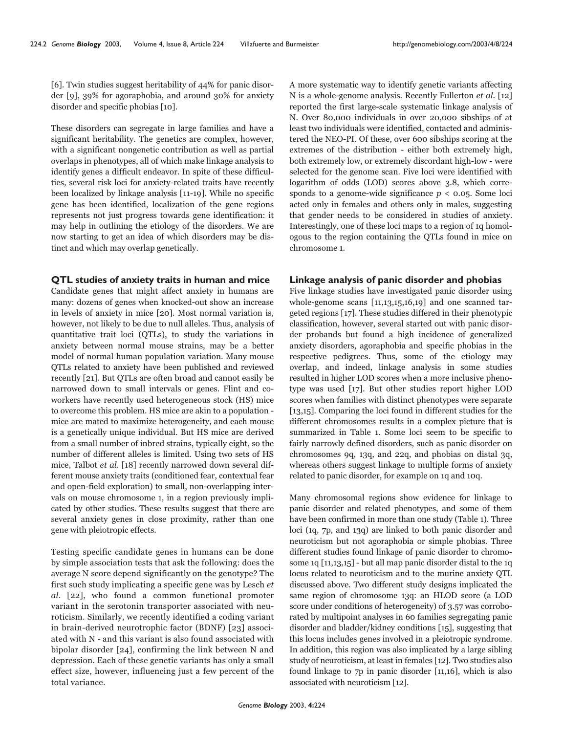[6]. Twin studies suggest heritability of 44% for panic disorder [9], 39% for agoraphobia, and around 30% for anxiety disorder and specific phobias [10].

These disorders can segregate in large families and have a significant heritability. The genetics are complex, however, with a significant nongenetic contribution as well as partial overlaps in phenotypes, all of which make linkage analysis to identify genes a difficult endeavor. In spite of these difficulties, several risk loci for anxiety-related traits have recently been localized by linkage analysis [11-19]. While no specific gene has been identified, localization of the gene regions represents not just progress towards gene identification: it may help in outlining the etiology of the disorders. We are now starting to get an idea of which disorders may be distinct and which may overlap genetically.

## QTL studies of anxiety traits in human and mice

Candidate genes that might affect anxiety in humans are many: dozens of genes when knocked-out show an increase in levels of anxiety in mice [20]. Most normal variation is, however, not likely to be due to null alleles. Thus, analysis of quantitative trait loci (QTLs), to study the variations in anxiety between normal mouse strains, may be a better model of normal human population variation. Many mouse QTLs related to anxiety have been published and reviewed recently [21]. But QTLs are often broad and cannot easily be narrowed down to small intervals or genes. Flint and coworkers have recently used heterogeneous stock (HS) mice to overcome this problem. HS mice are akin to a population - mice are mated to maximize heterogeneity, and each mouse is a genetically unique individual. But HS mice are derived from a small number of inbred strains, typically eight, so the number of different alleles is limited. Using two sets of HS mice, Talbot *et al.* [18] recently narrowed down several different mouse anxiety traits (conditioned fear, contextual fear and open-field exploration) to small, non-overlapping intervals on mouse chromosome 1, in a region previously implicated by other studies. These results suggest that there are several anxiety genes in close proximity, rather than one gene with pleiotropic effects.

Testing specific candidate genes in humans can be done by simple association tests that ask the following: does the average N score depend significantly on the genotype? The first such study implicating a specific gene was by Lesch *et al.* [22], who found a common functional promoter variant in the serotonin transporter associated with neuroticism. Similarly, we recently identified a coding variant in brain-derived neurotrophic factor (BDNF) [23] associated with N - and this variant is also found associated with bipolar disorder [24], confirming the link between N and depression. Each of these genetic variants has only a small effect size, however, influencing just a few percent of the total variance.

A more systematic way to identify genetic variants affecting N is a whole-genome analysis. Recently Fullerton *et al.* [12] reported the first large-scale systematic linkage analysis of N. Over 80,000 individuals in over 20,000 sibships of at least two individuals were identified, contacted and administered the NEO-PI. Of these, over 600 sibships scoring at the extremes of the distribution - either both extremely high, both extremely low, or extremely discordant high-low - were selected for the genome scan. Five loci were identified with logarithm of odds (LOD) scores above 3.8, which corresponds to a genome-wide significance $p < 0.05$. Some loci acted only in females and others only in males, suggesting that gender needs to be considered in studies of anxiety. Interestingly, one of these loci maps to a region of 1q homologous to the region containing the QTLs found in mice on chromosome 1.

## Linkage analysis of panic disorder and phobias

Five linkage studies have investigated panic disorder using whole-genome scans [11,13,15,16,19] and one scanned targeted regions [17]. These studies differed in their phenotypic classification, however, several started out with panic disorder probands but found a high incidence of generalized anxiety disorders, agoraphobia and specific phobias in the respective pedigrees. Thus, some of the etiology may overlap, and indeed, linkage analysis in some studies resulted in higher LOD scores when a more inclusive phenotype was used [17]. But other studies report higher LOD scores when families with distinct phenotypes were separate [13,15]. Comparing the loci found in different studies for the different chromosomes results in a complex picture that is summarized in Table 1. Some loci seem to be specific to fairly narrowly defined disorders, such as panic disorder on chromosomes 9q, 13q, and 22q, and phobias on distal 3q, whereas others suggest linkage to multiple forms of anxiety related to panic disorder, for example on 1q and 10q.

Many chromosomal regions show evidence for linkage to panic disorder and related phenotypes, and some of them have been confirmed in more than one study (Table 1). Three loci (1q, 7p, and 13q) are linked to both panic disorder and neuroticism but not agoraphobia or simple phobias. Three different studies found linkage of panic disorder to chromosome 1q [11,13,15] - but all map panic disorder distal to the 1q locus related to neuroticism and to the murine anxiety QTL discussed above. Two different study designs implicated the same region of chromosome 13q: an HLOD score (a LOD score under conditions of heterogeneity) of 3.57 was corroborated by multipoint analyses in 60 families segregating panic disorder and bladder/kidney conditions [15], suggesting that this locus includes genes involved in a pleiotropic syndrome. In addition, this region was also implicated by a large sibling study of neuroticism, at least in females [12]. Two studies also found linkage to 7p in panic disorder [11,16], which is also associated with neuroticism [12].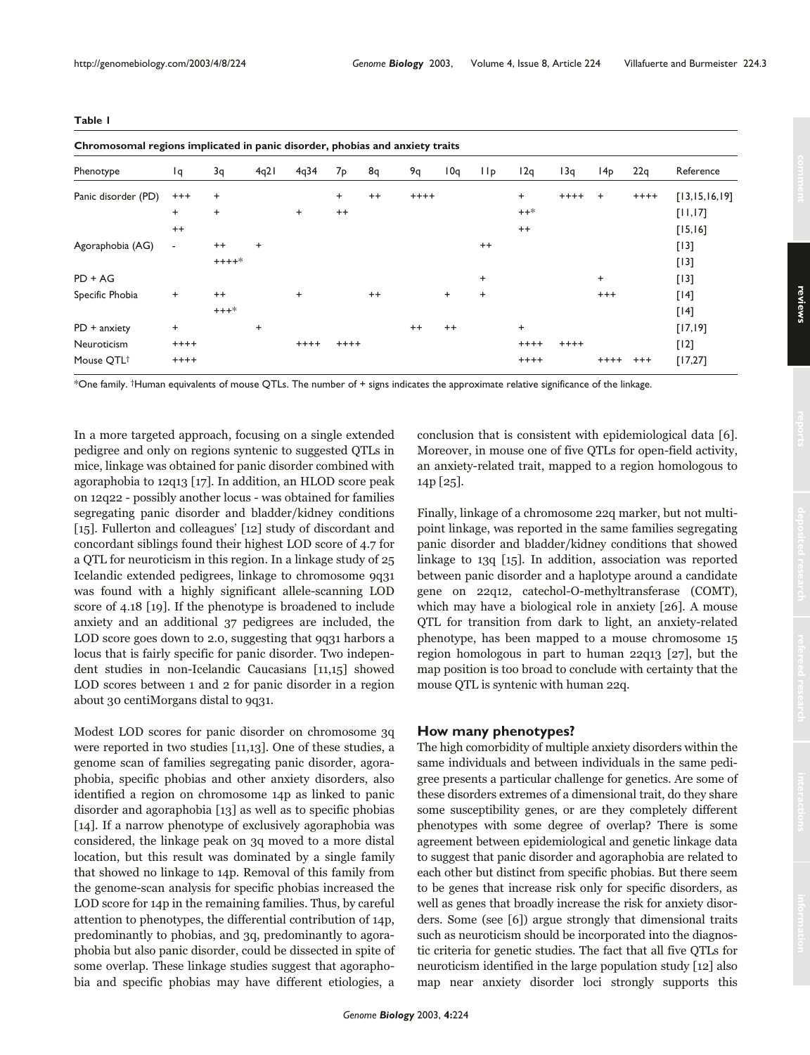**Table 1**

**Chromosomal regions implicated in panic disorder, phobias and anxiety traits**

| Phenotype | 1q | 3q | 4q21 | 4q34 | 7p | 8q | 9q | 10q | 11p | 12q | 13q | 14p | 22q | Reference |
|---|---|---|---|---|---|---|---|---|---|---|---|---|---|---|
| Panic disorder (PD) | +++ | + | | | + | ++ | ++++ | | | + | ++++ | + | ++++ | [13,15,16,19] |
| | + | + | | + | ++ | | | | | ++* | | | | [11,17] |
| | ++ | | | | | | | | | ++ | | | | [15,16] |
| Agoraphobia (AG) | - | ++ | + | | | | | | ++ | | | | | [13] |
| | | ++++* | | | | | | | | | | | | [13] |
| PD + AG | | | | | | | | | + | | | + | | [13] |
| Specific Phobia | + | ++ | | + | | ++ | | + | + | | | +++ | | [14] |
| | | +++* | | | | | | | | | | | | [14] |
| PD + anxiety | + | | + | | | | ++ | ++ | | + | | | | [17,19] |
| Neuroticism | ++++ | | | ++++ | ++++ | | | | | ++++ | ++++ | | | [12] |
| Mouse QTL† | ++++ | | | | | | | | | ++++ | | ++++ | +++ | [17,27] |

*One family. †Human equivalents of mouse QTLs. The number of + signs indicates the approximate relative significance of the linkage.

In a more targeted approach, focusing on a single extended pedigree and only on regions syntenic to suggested QTLs in mice, linkage was obtained for panic disorder combined with agoraphobia to 12q13 [17]. In addition, an HLOD score peak on 12q22 - possibly another locus - was obtained for families segregating panic disorder and bladder/kidney conditions [15]. Fullerton and colleagues' [12] study of discordant and concordant siblings found their highest LOD score of 4.7 for a QTL for neuroticism in this region. In a linkage study of 25 Icelandic extended pedigrees, linkage to chromosome 9q31 was found with a highly significant allele-scanning LOD score of 4.18 [19]. If the phenotype is broadened to include anxiety and an additional 37 pedigrees are included, the LOD score goes down to 2.0, suggesting that 9q31 harbors a locus that is fairly specific for panic disorder. Two independent studies in non-Icelandic Caucasians [11,15] showed LOD scores between 1 and 2 for panic disorder in a region about 30 centiMorgans distal to 9q31.

Modest LOD scores for panic disorder on chromosome 3q were reported in two studies [11,13]. One of these studies, a genome scan of families segregating panic disorder, agoraphobia, specific phobias and other anxiety disorders, also identified a region on chromosome 14p as linked to panic disorder and agoraphobia [13] as well as to specific phobias [14]. If a narrow phenotype of exclusively agoraphobia was considered, the linkage peak on 3q moved to a more distal location, but this result was dominated by a single family that showed no linkage to 14p. Removal of this family from the genome-scan analysis for specific phobias increased the LOD score for 14p in the remaining families. Thus, by careful attention to phenotypes, the differential contribution of 14p, predominantly to phobias, and 3q, predominantly to agoraphobia but also panic disorder, could be dissected in spite of some overlap. These linkage studies suggest that agoraphobia and specific phobias may have different etiologies, a conclusion that is consistent with epidemiological data [6]. Moreover, in mouse one of five QTLs for open-field activity, an anxiety-related trait, mapped to a region homologous to 14p [25].

Finally, linkage of a chromosome 22q marker, but not multipoint linkage, was reported in the same families segregating panic disorder and bladder/kidney conditions that showed linkage to 13q [15]. In addition, association was reported between panic disorder and a haplotype around a candidate gene on 22q12, catechol-O-methyltransferase (COMT), which may have a biological role in anxiety [26]. A mouse QTL for transition from dark to light, an anxiety-related phenotype, has been mapped to a mouse chromosome 15 region homologous in part to human 22q13 [27], but the map position is too broad to conclude with certainty that the mouse QTL is syntenic with human 22q.

## How many phenotypes?

The high comorbidity of multiple anxiety disorders within the same individuals and between individuals in the same pedigree presents a particular challenge for genetics. Are some of these disorders extremes of a dimensional trait, do they share some susceptibility genes, or are they completely different phenotypes with some degree of overlap? There is some agreement between epidemiological and genetic linkage data to suggest that panic disorder and agoraphobia are related to each other but distinct from specific phobias. But there seem to be genes that increase risk only for specific disorders, as well as genes that broadly increase the risk for anxiety disorders. Some (see [6]) argue strongly that dimensional traits such as neuroticism should be incorporated into the diagnostic criteria for genetic studies. The fact that all five QTLs for neuroticism identified in the large population study [12] also map near anxiety disorder loci strongly supports this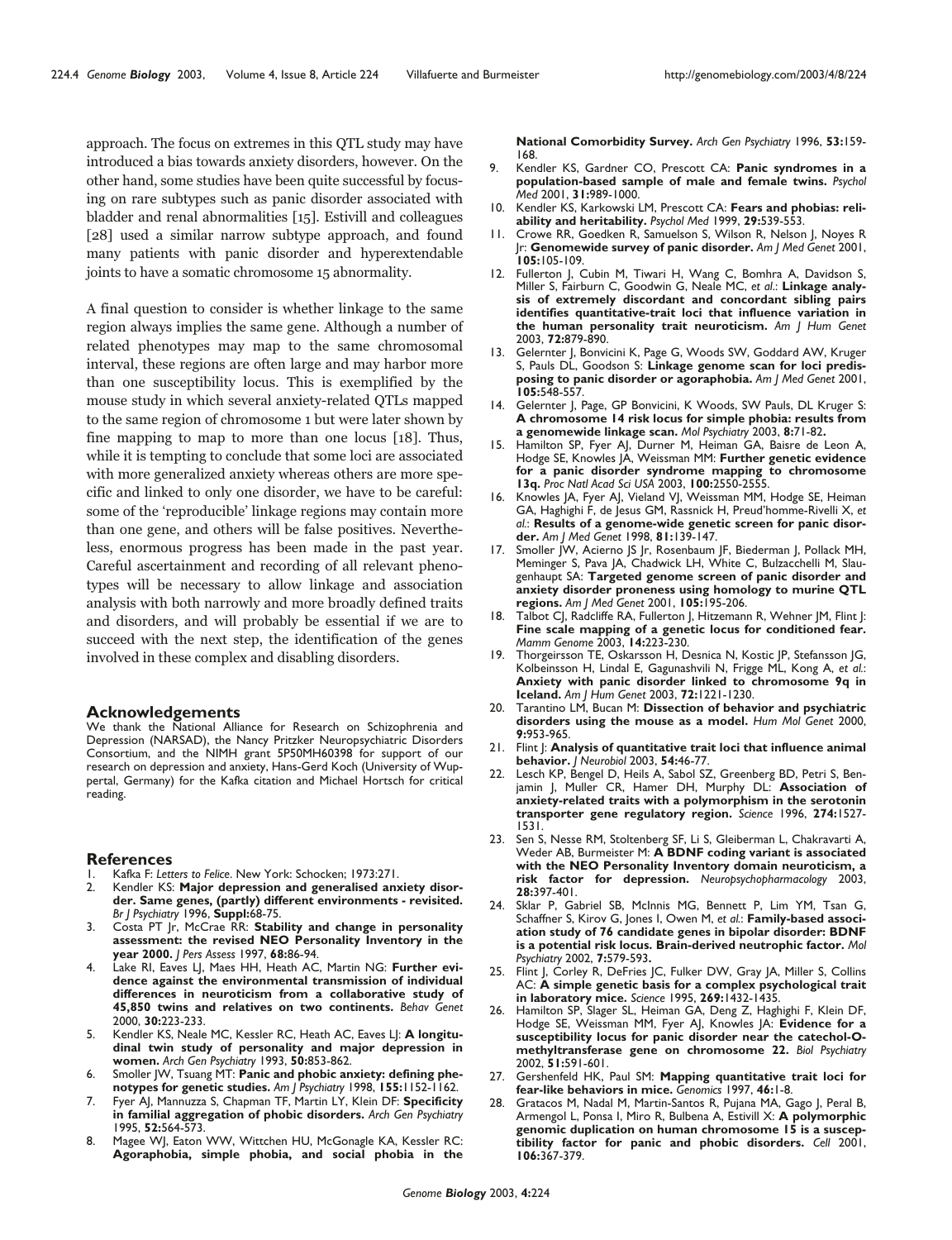approach. The focus on extremes in this QTL study may have introduced a bias towards anxiety disorders, however. On the other hand, some studies have been quite successful by focusing on rare subtypes such as panic disorder associated with bladder and renal abnormalities [15]. Estivill and colleagues [28] used a similar narrow subtype approach, and found many patients with panic disorder and hyperextendable joints to have a somatic chromosome 15 abnormality.

A final question to consider is whether linkage to the same region always implies the same gene. Although a number of related phenotypes may map to the same chromosomal interval, these regions are often large and may harbor more than one susceptibility locus. This is exemplified by the mouse study in which several anxiety-related QTLs mapped to the same region of chromosome 1 but were later shown by fine mapping to map to more than one locus [18]. Thus, while it is tempting to conclude that some loci are associated with more generalized anxiety whereas others are more specific and linked to only one disorder, we have to be careful: some of the 'reproducible' linkage regions may contain more than one gene, and others will be false positives. Nevertheless, enormous progress has been made in the past year. Careful ascertainment and recording of all relevant phenotypes will be necessary to allow linkage and association analysis with both narrowly and more broadly defined traits and disorders, and will probably be essential if we are to succeed with the next step, the identification of the genes involved in these complex and disabling disorders.

## Acknowledgements

We thank the National Alliance for Research on Schizophrenia and Depression (NARSAD), the Nancy Pritzker Neuropsychiatric Disorders Consortium, and the NIMH grant 5P50MH60398 for support of our research on depression and anxiety, Hans-Gerd Koch (University of Wuppertal, Germany) for the Kafka citation and Michael Hortsch for critical reading.

## References

1. Kafka F: *Letters to Felice*. New York: Schocken; 1973:271.
2. Kendler KS: **Major depression and generalised anxiety disorder. Same genes, (partly) different environments - revisited.** *Br J Psychiatry* 1996, **Suppl:**68-75.
3. Costa PT Jr, McCrae RR: **Stability and change in personality assessment: the revised NEO Personality Inventory in the year 2000.** *J Pers Assess* 1997, **68:**86-94.
4. Lake RI, Eaves LJ, Maes HH, Heath AC, Martin NG: **Further evidence against the environmental transmission of individual differences in neuroticism from a collaborative study of 45,850 twins and relatives on two continents.** *Behav Genet* 2000, **30:**223-233.
5. Kendler KS, Neale MC, Kessler RC, Heath AC, Eaves LJ: **A longitudinal twin study of personality and major depression in women.** *Arch Gen Psychiatry* 1993, **50:**853-862.
6. Smoller JW, Tsuang MT: **Panic and phobic anxiety: defining phenotypes for genetic studies.** *Am J Psychiatry* 1998, **155:**1152-1162.
7. Fyer AJ, Mannuzza S, Chapman TF, Martin LY, Klein DF: **Specificity in familial aggregation of phobic disorders.** *Arch Gen Psychiatry* 1995, **52:**564-573.
8. Magee WJ, Eaton WW, Wittchen HU, McGonagle KA, Kessler RC: **Agoraphobia, simple phobia, and social phobia in the National Comorbidity Survey.** *Arch Gen Psychiatry* 1996, **53:**159-168.
9. Kendler KS, Gardner CO, Prescott CA: **Panic syndromes in a population-based sample of male and female twins.** *Psychol Med* 2001, **31:**989-1000.
10. Kendler KS, Karkowski LM, Prescott CA: **Fears and phobias: reliability and heritability.** *Psychol Med* 1999, **29:**539-553.
11. Crowe RR, Goedken R, Samuelson S, Wilson R, Nelson J, Noyes R Jr: **Genomewide survey of panic disorder.** *Am J Med Genet* 2001, **105:**105-109.
12. Fullerton J, Cubin M, Tiwari H, Wang C, Bomhra A, Davidson S, Miller S, Fairburn C, Goodwin G, Neale MC, *et al.*: **Linkage analysis of extremely discordant and concordant sibling pairs identifies quantitative-trait loci that influence variation in the human personality trait neuroticism.** *Am J Hum Genet* 2003, **72:**879-890.
13. Gelernter J, Bonvicini K, Page G, Woods SW, Goddard AW, Kruger S, Pauls DL, Goodson S: **Linkage genome scan for loci predisposing to panic disorder or agoraphobia.** *Am J Med Genet* 2001, **105:**548-557.
14. Gelernter J, Page, GP Bonvicini, K Woods, SW Pauls, DL Kruger S: **A chromosome 14 risk locus for simple phobia: results from a genomewide linkage scan.** *Mol Psychiatry* 2003, **8:**71-82**.**
15. Hamilton SP, Fyer AJ, Durner M, Heiman GA, Baisre de Leon A, Hodge SE, Knowles JA, Weissman MM: **Further genetic evidence for a panic disorder syndrome mapping to chromosome 13q.** *Proc Natl Acad Sci USA* 2003, **100:**2550-2555.
16. Knowles JA, Fyer AJ, Vieland VJ, Weissman MM, Hodge SE, Heiman GA, Haghighi F, de Jesus GM, Rassnick H, Preud'homme-Rivelli X, *et al.*: **Results of a genome-wide genetic screen for panic disorder.** *Am J Med Genet* 1998, **81:**139-147.
17. Smoller JW, Acierno JS Jr, Rosenbaum JF, Biederman J, Pollack MH, Meminger S, Pava JA, Chadwick LH, White C, Bulzacchelli M, Slaugenhaupt SA: **Targeted genome screen of panic disorder and anxiety disorder proneness using homology to murine QTL regions.** *Am J Med Genet* 2001, **105:**195-206.
18. Talbot CJ, Radcliffe RA, Fullerton J, Hitzemann R, Wehner JM, Flint J: **Fine scale mapping of a genetic locus for conditioned fear.** *Mamm Genome* 2003, **14:**223-230.
19. Thorgeirsson TE, Oskarsson H, Desnica N, Kostic JP, Stefansson JG, Kolbeinsson H, Lindal E, Gagunashvili N, Frigge ML, Kong A, *et al.*: **Anxiety with panic disorder linked to chromosome 9q in Iceland.** *Am J Hum Genet* 2003, **72:**1221-1230.
20. Tarantino LM, Bucan M: **Dissection of behavior and psychiatric disorders using the mouse as a model.** *Hum Mol Genet* 2000, **9:**953-965.
21. Flint J: **Analysis of quantitative trait loci that influence animal behavior.** *J Neurobiol* 2003, **54:**46-77.
22. Lesch KP, Bengel D, Heils A, Sabol SZ, Greenberg BD, Petri S, Benjamin J, Muller CR, Hamer DH, Murphy DL: **Association of anxiety-related traits with a polymorphism in the serotonin transporter gene regulatory region.** *Science* 1996, **274:**1527-1531.
23. Sen S, Nesse RM, Stoltenberg SF, Li S, Gleiberman L, Chakravarti A, Weder AB, Burmeister M: **A BDNF coding variant is associated with the NEO Personality Inventory domain neuroticism, a risk factor for depression.** *Neuropsychopharmacology* 2003, **28:**397-401.
24. Sklar P, Gabriel SB, McInnis MG, Bennett P, Lim YM, Tsan G, Schaffner S, Kirov G, Jones I, Owen M, *et al.*: **Family-based association study of 76 candidate genes in bipolar disorder: BDNF is a potential risk locus. Brain-derived neutrophic factor.** *Mol Psychiatry* 2002, **7:**579-593**.**
25. Flint J, Corley R, DeFries JC, Fulker DW, Gray JA, Miller S, Collins AC: **A simple genetic basis for a complex psychological trait in laboratory mice.** *Science* 1995, **269:**1432-1435.
26. Hamilton SP, Slager SL, Heiman GA, Deng Z, Haghighi F, Klein DF, Hodge SE, Weissman MM, Fyer AJ, Knowles JA: **Evidence for a susceptibility locus for panic disorder near the catechol-O-methyltransferase gene on chromosome 22.** *Biol Psychiatry* 2002, **51:**591-601.
27. Gershenfeld HK, Paul SM: **Mapping quantitative trait loci for fear-like behaviors in mice.** *Genomics* 1997, **46:**1-8.
28. Gratacos M, Nadal M, Martin-Santos R, Pujana MA, Gago J, Peral B, Armengol L, Ponsa I, Miro R, Bulbena A, Estivill X: **A polymorphic genomic duplication on human chromosome 15 is a susceptibility factor for panic and phobic disorders.** *Cell* 2001, **106:**367-379.